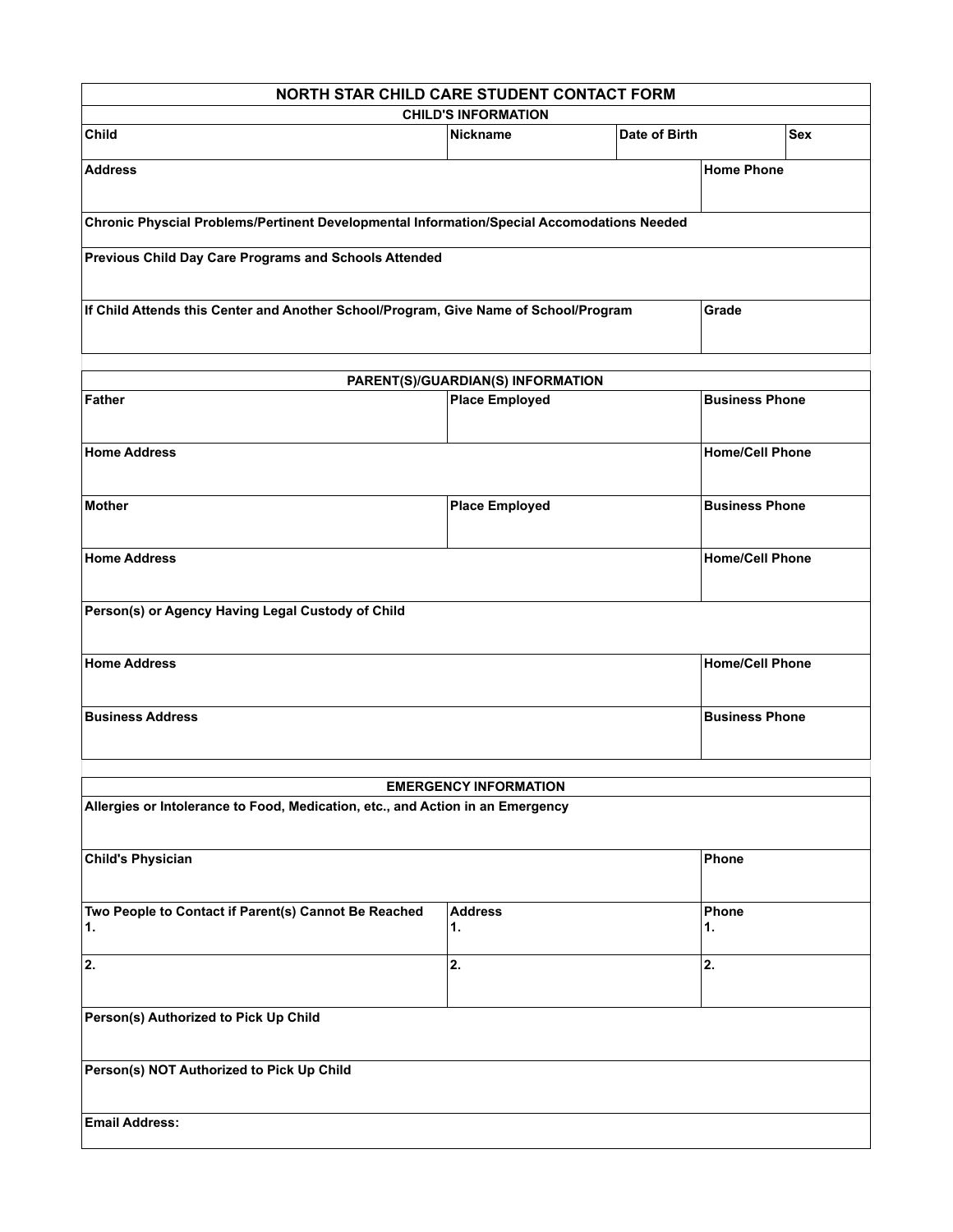# NORTH STAR CHILD CARE STUDENT CONTACT FORM

## CHILD'S INFORMATION

| Child | Nickname | Date of Birth | Sex |
|---|---|---|---|
| | | | |

| Address | Home Phone |
|---|---|
| | |

| Chronic Physcial Problems/Pertinent Developmental Information/Special Accomodations Needed |
|---|
| |

| Previous Child Day Care Programs and Schools Attended |
|---|
| |

| If Child Attends this Center and Another School/Program, Give Name of School/Program | Grade |
|---|---|
| | |

## PARENT(S)/GUARDIAN(S) INFORMATION

| Father | Place Employed | Business Phone |
|---|---|---|
| | | |

| Home Address | Home/Cell Phone |
|---|---|
| | |

| Mother | Place Employed | Business Phone |
|---|---|---|
| | | |

| Home Address | Home/Cell Phone |
|---|---|
| | |

| Person(s) or Agency Having Legal Custody of Child |
|---|
| |

| Home Address | Home/Cell Phone |
|---|---|
| | |

| Business Address | Business Phone |
|---|---|
| | |

## EMERGENCY INFORMATION

| Allergies or Intolerance to Food, Medication, etc., and Action in an Emergency |
|---|
| |

| Child's Physician | Phone |
|---|---|
| | |

| Two People to Contact if Parent(s) Cannot Be Reached | Address | Phone |
|---|---|---|
| 1. | 1. | 1. |
| 2. | 2. | 2. |

| Person(s) Authorized to Pick Up Child |
|---|
| |

| Person(s) NOT Authorized to Pick Up Child |
|---|
| |

| Email Address: |
|---|
| |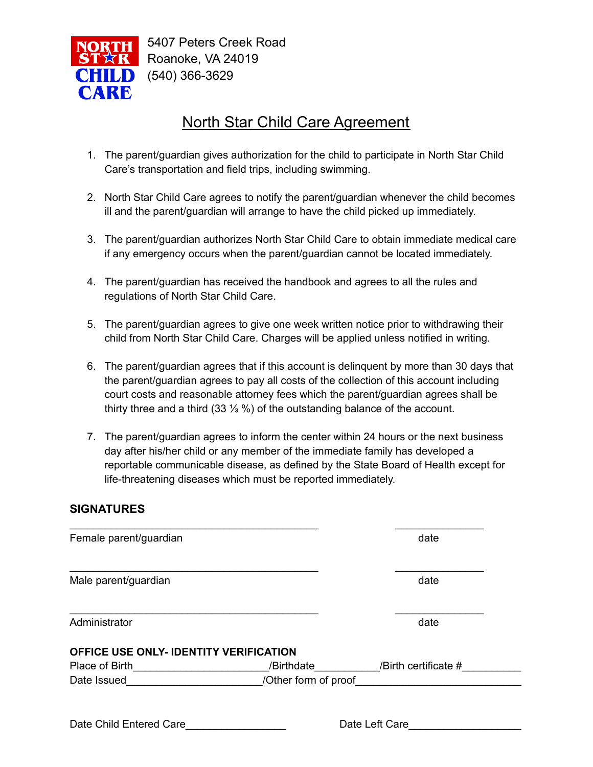NORTH STAR CHILD CARE

5407 Peters Creek Road
Roanoke, VA 24019
(540) 366-3629

# North Star Child Care Agreement

1. The parent/guardian gives authorization for the child to participate in North Star Child Care's transportation and field trips, including swimming.

2. North Star Child Care agrees to notify the parent/guardian whenever the child becomes ill and the parent/guardian will arrange to have the child picked up immediately.

3. The parent/guardian authorizes North Star Child Care to obtain immediate medical care if any emergency occurs when the parent/guardian cannot be located immediately.

4. The parent/guardian has received the handbook and agrees to all the rules and regulations of North Star Child Care.

5. The parent/guardian agrees to give one week written notice prior to withdrawing their child from North Star Child Care. Charges will be applied unless notified in writing.

6. The parent/guardian agrees that if this account is delinquent by more than 30 days that the parent/guardian agrees to pay all costs of the collection of this account including court costs and reasonable attorney fees which the parent/guardian agrees shall be thirty three and a third (33 ⅓ %) of the outstanding balance of the account.

7. The parent/guardian agrees to inform the center within 24 hours or the next business day after his/her child or any member of the immediate family has developed a reportable communicable disease, as defined by the State Board of Health except for life-threatening diseases which must be reported immediately.

**SIGNATURES**

_____________________________________________ _______________
Female parent/guardian date

_____________________________________________ _______________
Male parent/guardian date

_____________________________________________ _______________
Administrator date

**OFFICE USE ONLY- IDENTITY VERIFICATION**

Place of Birth______________________/Birthdate__________/Birth certificate #_________
Date Issued______________________/Other form of proof___________________________

Date Child Entered Care________________ Date Left Care__________________